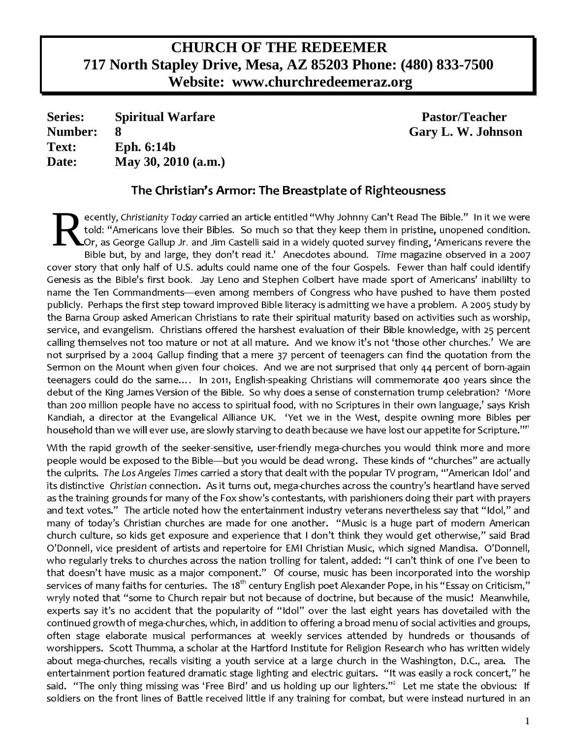# CHURCH OF THE REDEEMER
## 717 North Stapley Drive, Mesa, AZ 85203 Phone: (480) 833-7500
## Website: www.churchredeemeraz.org

**Series:** **Spiritual Warfare**
**Number:** **8**
**Text:** **Eph. 6:14b**
**Date:** **May 30, 2010 (a.m.)**

**Pastor/Teacher**
**Gary L. W. Johnson**

### The Christian's Armor: The Breastplate of Righteousness

Recently, *Christianity Today* carried an article entitled "Why Johnny Can't Read The Bible." In it we were told: "Americans love their Bibles. So much so that they keep them in pristine, unopened condition. Or, as George Gallup Jr. and Jim Castelli said in a widely quoted survey finding, 'Americans revere the Bible but, by and large, they don't read it.' Anecdotes abound. *Time* magazine observed in a 2007 cover story that only half of U.S. adults could name one of the four Gospels. Fewer than half could identify Genesis as the Bible's first book. Jay Leno and Stephen Colbert have made sport of Americans' inabililty to name the Ten Commandments—even among members of Congress who have pushed to have them posted publicly. Perhaps the first step toward improved Bible literacy is admitting we have a problem. A 2005 study by the Barna Group asked American Christians to rate their spiritual maturity based on activities such as worship, service, and evangelism. Christians offered the harshest evaluation of their Bible knowledge, with 25 percent calling themselves not too mature or not at all mature. And we know it's not 'those other churches.' We are not surprised by a 2004 Gallup finding that a mere 37 percent of teenagers can find the quotation from the Sermon on the Mount when given four choices. And we are not surprised that only 44 percent of born-again teenagers could do the same…. In 2011, English-speaking Christians will commemorate 400 years since the debut of the King James Version of the Bible. So why does a sense of consternation trump celebration? 'More than 200 million people have no access to spiritual food, with no Scriptures in their own language,' says Krish Kandiah, a director at the Evangelical Alliance UK. 'Yet we in the West, despite owning more Bibles per household than we will ever use, are slowly starving to death because we have lost our appetite for Scripture.'"[1]

With the rapid growth of the seeker-sensitive, user-friendly mega-churches you would think more and more people would be exposed to the Bible—but you would be dead wrong. These kinds of "churches" are actually the culprits. *The Los Angeles Times* carried a story that dealt with the popular TV program, "'American Idol' and its distinctive *Christian* connection. As it turns out, mega-churches across the country's heartland have served as the training grounds for many of the Fox show's contestants, with parishioners doing their part with prayers and text votes." The article noted how the entertainment industry veterans nevertheless say that "Idol," and many of today's Christian churches are made for one another. "Music is a huge part of modern American church culture, so kids get exposure and experience that I don't think they would get otherwise," said Brad O'Donnell, vice president of artists and repertoire for EMI Christian Music, which signed Mandisa. O'Donnell, who regularly treks to churches across the nation trolling for talent, added: "I can't think of one I've been to that doesn't have music as a major component." Of course, music has been incorporated into the worship services of many faiths for centuries. The 18th century English poet Alexander Pope, in his "Essay on Criticism," wryly noted that "some to Church repair but not because of doctrine, but because of the music! Meanwhile, experts say it's no accident that the popularity of "Idol" over the last eight years has dovetailed with the continued growth of mega-churches, which, in addition to offering a broad menu of social activities and groups, often stage elaborate musical performances at weekly services attended by hundreds or thousands of worshippers. Scott Thumma, a scholar at the Hartford Institute for Religion Research who has written widely about mega-churches, recalls visiting a youth service at a large church in the Washington, D.C., area. The entertainment portion featured dramatic stage lighting and electric guitars. "It was easily a rock concert," he said. "The only thing missing was 'Free Bird' and us holding up our lighters."[2] Let me state the obvious: If soldiers on the front lines of Battle received little if any training for combat, but were instead nurtured in an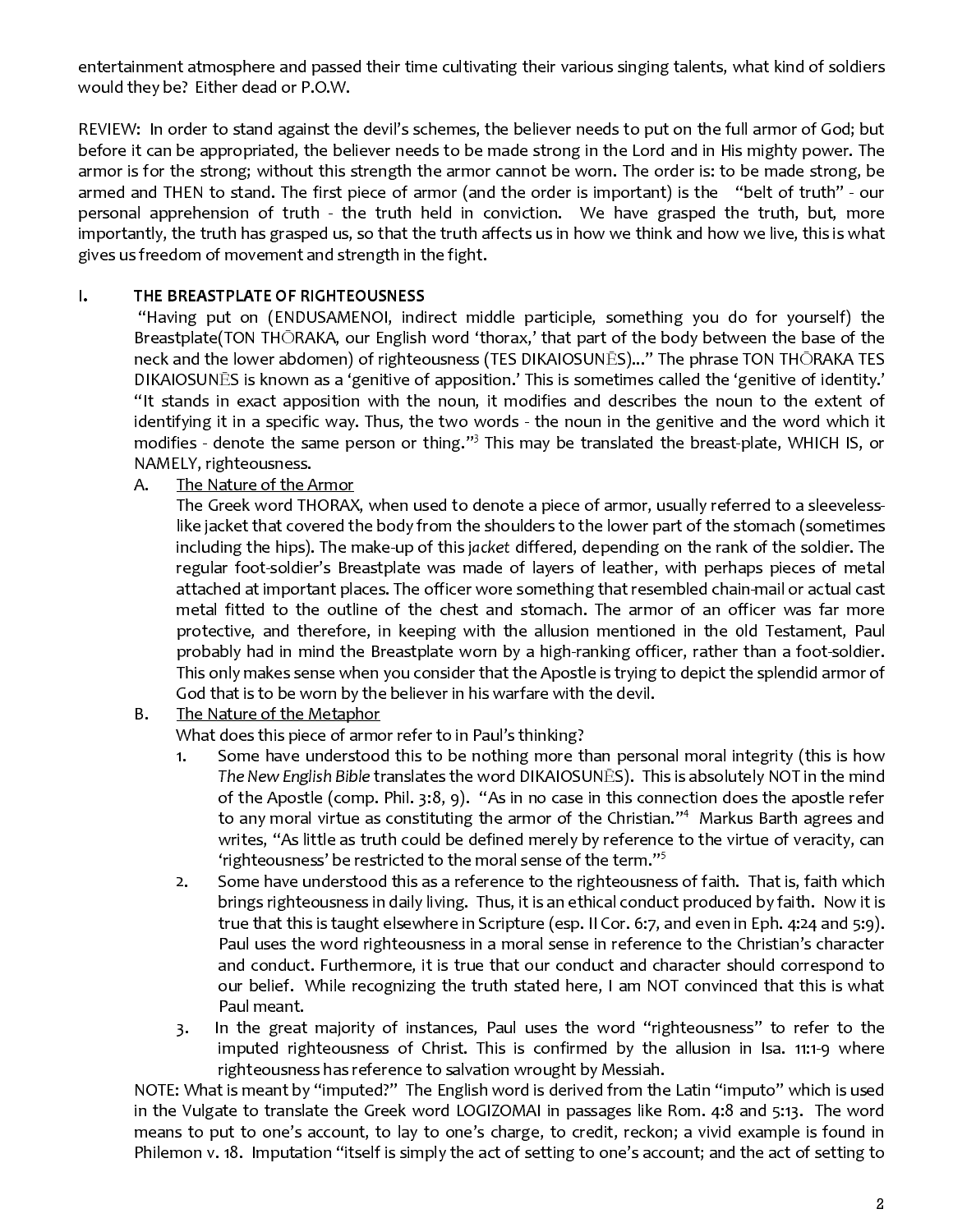entertainment atmosphere and passed their time cultivating their various singing talents, what kind of soldiers would they be? Either dead or P.O.W.

REVIEW: In order to stand against the devil's schemes, the believer needs to put on the full armor of God; but before it can be appropriated, the believer needs to be made strong in the Lord and in His mighty power. The armor is for the strong; without this strength the armor cannot be worn. The order is: to be made strong, be armed and THEN to stand. The first piece of armor (and the order is important) is the "belt of truth" - our personal apprehension of truth - the truth held in conviction. We have grasped the truth, but, more importantly, the truth has grasped us, so that the truth affects us in how we think and how we live, this is what gives us freedom of movement and strength in the fight.

## I. THE BREASTPLATE OF RIGHTEOUSNESS

"Having put on (ENDUSAMENOI, indirect middle participle, something you do for yourself) the Breastplate(TON THŌRAKA, our English word 'thorax,' that part of the body between the base of the neck and the lower abdomen) of righteousness (TES DIKAIOSUNĒS)..." The phrase TON THŌRAKA TES DIKAIOSUNĒS is known as a 'genitive of apposition.' This is sometimes called the 'genitive of identity.' "It stands in exact apposition with the noun, it modifies and describes the noun to the extent of identifying it in a specific way. Thus, the two words - the noun in the genitive and the word which it modifies - denote the same person or thing."[3] This may be translated the breast-plate, WHICH IS, or NAMELY, righteousness.

A. The Nature of the Armor

The Greek word THORAX, when used to denote a piece of armor, usually referred to a sleeveless-like jacket that covered the body from the shoulders to the lower part of the stomach (sometimes including the hips). The make-up of this *jacket* differed, depending on the rank of the soldier. The regular foot-soldier's Breastplate was made of layers of leather, with perhaps pieces of metal attached at important places. The officer wore something that resembled chain-mail or actual cast metal fitted to the outline of the chest and stomach. The armor of an officer was far more protective, and therefore, in keeping with the allusion mentioned in the old Testament, Paul probably had in mind the Breastplate worn by a high-ranking officer, rather than a foot-soldier. This only makes sense when you consider that the Apostle is trying to depict the splendid armor of God that is to be worn by the believer in his warfare with the devil.

B. The Nature of the Metaphor

What does this piece of armor refer to in Paul's thinking?

1. Some have understood this to be nothing more than personal moral integrity (this is how *The New English Bible* translates the word DIKAIOSUNĒS). This is absolutely NOT in the mind of the Apostle (comp. Phil. 3:8, 9). "As in no case in this connection does the apostle refer to any moral virtue as constituting the armor of the Christian."[4] Markus Barth agrees and writes, "As little as truth could be defined merely by reference to the virtue of veracity, can 'righteousness' be restricted to the moral sense of the term."[5]
2. Some have understood this as a reference to the righteousness of faith. That is, faith which brings righteousness in daily living. Thus, it is an ethical conduct produced by faith. Now it is true that this is taught elsewhere in Scripture (esp. II Cor. 6:7, and even in Eph. 4:24 and 5:9). Paul uses the word righteousness in a moral sense in reference to the Christian's character and conduct. Furthermore, it is true that our conduct and character should correspond to our belief. While recognizing the truth stated here, I am NOT convinced that this is what Paul meant.
3. In the great majority of instances, Paul uses the word "righteousness" to refer to the imputed righteousness of Christ. This is confirmed by the allusion in Isa. 11:1-9 where righteousness has reference to salvation wrought by Messiah.

NOTE: What is meant by "imputed?" The English word is derived from the Latin "imputo" which is used in the Vulgate to translate the Greek word LOGIZOMAI in passages like Rom. 4:8 and 5:13. The word means to put to one's account, to lay to one's charge, to credit, reckon; a vivid example is found in Philemon v. 18. Imputation "itself is simply the act of setting to one's account; and the act of setting to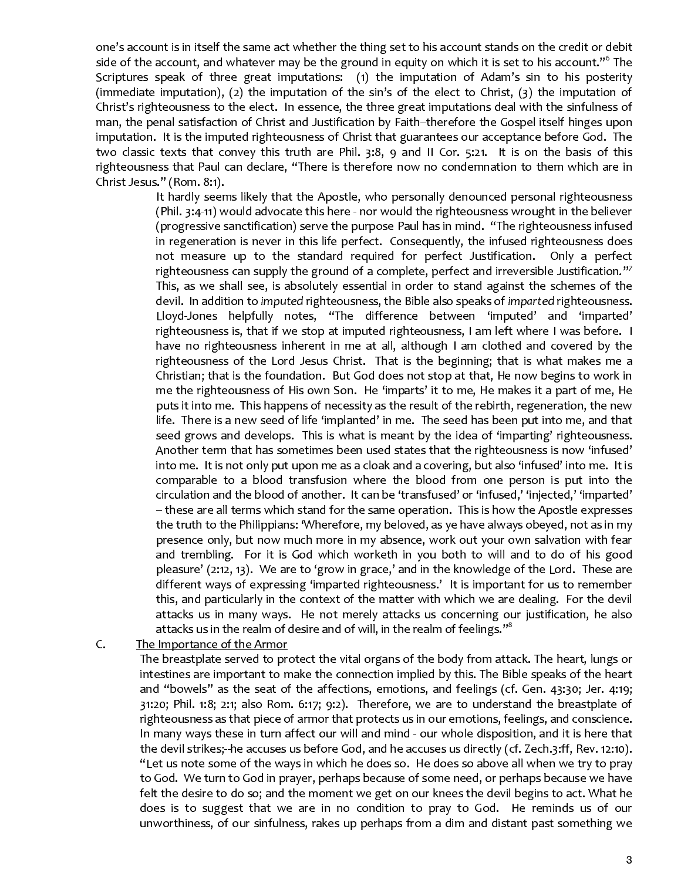one's account is in itself the same act whether the thing set to his account stands on the credit or debit side of the account, and whatever may be the ground in equity on which it is set to his account."[6] The Scriptures speak of three great imputations: (1) the imputation of Adam's sin to his posterity (immediate imputation), (2) the imputation of the sin's of the elect to Christ, (3) the imputation of Christ's righteousness to the elect. In essence, the three great imputations deal with the sinfulness of man, the penal satisfaction of Christ and Justification by Faith--therefore the Gospel itself hinges upon imputation. It is the imputed righteousness of Christ that guarantees our acceptance before God. The two classic texts that convey this truth are Phil. 3:8, 9 and II Cor. 5:21. It is on the basis of this righteousness that Paul can declare, "There is therefore now no condemnation to them which are in Christ Jesus." (Rom. 8:1).

> It hardly seems likely that the Apostle, who personally denounced personal righteousness (Phil. 3:4-11) would advocate this here - nor would the righteousness wrought in the believer (progressive sanctification) serve the purpose Paul has in mind. "The righteousness infused in regeneration is never in this life perfect. Consequently, the infused righteousness does not measure up to the standard required for perfect Justification. Only a perfect righteousness can supply the ground of a complete, perfect and irreversible Justification."[7] This, as we shall see, is absolutely essential in order to stand against the schemes of the devil. In addition to *imputed* righteousness, the Bible also speaks of *imparted* righteousness. Lloyd-Jones helpfully notes, "The difference between 'imputed' and 'imparted' righteousness is, that if we stop at imputed righteousness, I am left where I was before. I have no righteousness inherent in me at all, although I am clothed and covered by the righteousness of the Lord Jesus Christ. That is the beginning; that is what makes me a Christian; that is the foundation. But God does not stop at that, He now begins to work in me the righteousness of His own Son. He 'imparts' it to me, He makes it a part of me, He puts it into me. This happens of necessity as the result of the rebirth, regeneration, the new life. There is a new seed of life 'implanted' in me. The seed has been put into me, and that seed grows and develops. This is what is meant by the idea of 'imparting' righteousness. Another term that has sometimes been used states that the righteousness is now 'infused' into me. It is not only put upon me as a cloak and a covering, but also 'infused' into me. It is comparable to a blood transfusion where the blood from one person is put into the circulation and the blood of another. It can be 'transfused' or 'infused,' 'injected,' 'imparted' – these are all terms which stand for the same operation. This is how the Apostle expresses the truth to the Philippians: 'Wherefore, my beloved, as ye have always obeyed, not as in my presence only, but now much more in my absence, work out your own salvation with fear and trembling. For it is God which worketh in you both to will and to do of his good pleasure' (2:12, 13). We are to 'grow in grace,' and in the knowledge of the Lord. These are different ways of expressing 'imparted righteousness.' It is important for us to remember this, and particularly in the context of the matter with which we are dealing. For the devil attacks us in many ways. He not merely attacks us concerning our justification, he also attacks us in the realm of desire and of will, in the realm of feelings."[8]

C. <u>The Importance of the Armor</u>

The breastplate served to protect the vital organs of the body from attack. The heart, lungs or intestines are important to make the connection implied by this. The Bible speaks of the heart and "bowels" as the seat of the affections, emotions, and feelings (cf. Gen. 43:30; Jer. 4:19; 31:20; Phil. 1:8; 2:1; also Rom. 6:17; 9:2). Therefore, we are to understand the breastplate of righteousness as that piece of armor that protects us in our emotions, feelings, and conscience. In many ways these in turn affect our will and mind - our whole disposition, and it is here that the devil strikes;--he accuses us before God, and he accuses us directly (cf. Zech.3:ff, Rev. 12:10). "Let us note some of the ways in which he does so. He does so above all when we try to pray to God. We turn to God in prayer, perhaps because of some need, or perhaps because we have felt the desire to do so; and the moment we get on our knees the devil begins to act. What he does is to suggest that we are in no condition to pray to God. He reminds us of our unworthiness, of our sinfulness, rakes up perhaps from a dim and distant past something we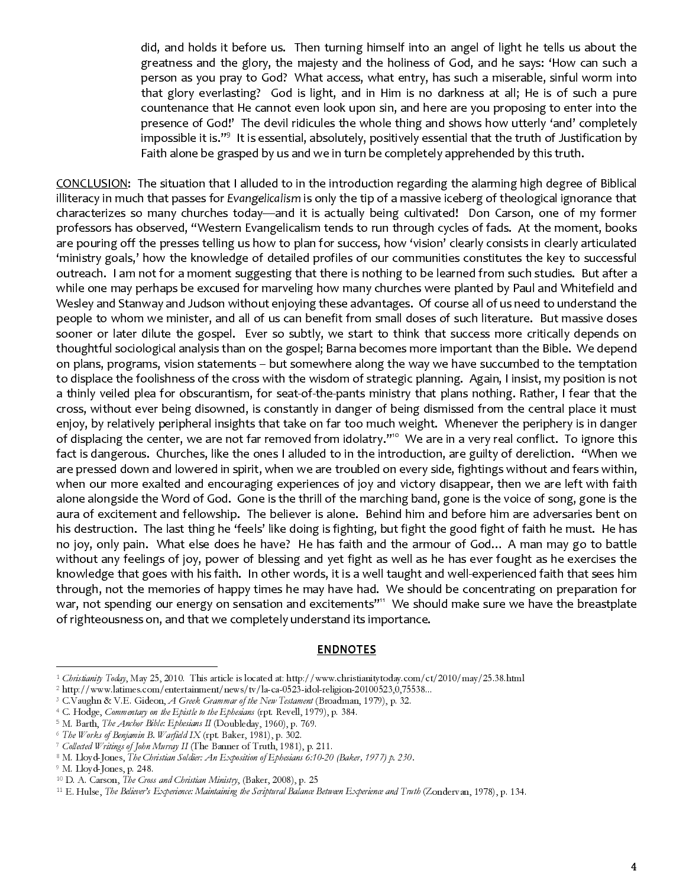did, and holds it before us. Then turning himself into an angel of light he tells us about the greatness and the glory, the majesty and the holiness of God, and he says: 'How can such a person as you pray to God? What access, what entry, has such a miserable, sinful worm into that glory everlasting? God is light, and in Him is no darkness at all; He is of such a pure countenance that He cannot even look upon sin, and here are you proposing to enter into the presence of God!' The devil ridicules the whole thing and shows how utterly 'and' completely impossible it is."[9] It is essential, absolutely, positively essential that the truth of Justification by Faith alone be grasped by us and we in turn be completely apprehended by this truth.

CONCLUSION: The situation that I alluded to in the introduction regarding the alarming high degree of Biblical illiteracy in much that passes for *Evangelicalism* is only the tip of a massive iceberg of theological ignorance that characterizes so many churches today—and it is actually being cultivated! Don Carson, one of my former professors has observed, "Western Evangelicalism tends to run through cycles of fads. At the moment, books are pouring off the presses telling us how to plan for success, how 'vision' clearly consists in clearly articulated 'ministry goals,' how the knowledge of detailed profiles of our communities constitutes the key to successful outreach. I am not for a moment suggesting that there is nothing to be learned from such studies. But after a while one may perhaps be excused for marveling how many churches were planted by Paul and Whitefield and Wesley and Stanway and Judson without enjoying these advantages. Of course all of us need to understand the people to whom we minister, and all of us can benefit from small doses of such literature. But massive doses sooner or later dilute the gospel. Ever so subtly, we start to think that success more critically depends on thoughtful sociological analysis than on the gospel; Barna becomes more important than the Bible. We depend on plans, programs, vision statements – but somewhere along the way we have succumbed to the temptation to displace the foolishness of the cross with the wisdom of strategic planning. Again, I insist, my position is not a thinly veiled plea for obscurantism, for seat-of-the-pants ministry that plans nothing. Rather, I fear that the cross, without ever being disowned, is constantly in danger of being dismissed from the central place it must enjoy, by relatively peripheral insights that take on far too much weight. Whenever the periphery is in danger of displacing the center, we are not far removed from idolatry."[10] We are in a very real conflict. To ignore this fact is dangerous. Churches, like the ones I alluded to in the introduction, are guilty of dereliction. "When we are pressed down and lowered in spirit, when we are troubled on every side, fightings without and fears within, when our more exalted and encouraging experiences of joy and victory disappear, then we are left with faith alone alongside the Word of God. Gone is the thrill of the marching band, gone is the voice of song, gone is the aura of excitement and fellowship. The believer is alone. Behind him and before him are adversaries bent on his destruction. The last thing he 'feels' like doing is fighting, but fight the good fight of faith he must. He has no joy, only pain. What else does he have? He has faith and the armour of God… A man may go to battle without any feelings of joy, power of blessing and yet fight as well as he has ever fought as he exercises the knowledge that goes with his faith. In other words, it is a well taught and well-experienced faith that sees him through, not the memories of happy times he may have had. We should be concentrating on preparation for war, not spending our energy on sensation and excitements"[11] We should make sure we have the breastplate of righteousness on, and that we completely understand its importance.

## ENDNOTES

[1] *Christianity Today*, May 25, 2010. This article is located at: http://www.christianitytoday.com/ct/2010/may/25.38.html

[2] http://www.latimes.com/entertainment/news/tv/la-ca-0523-idol-religion-20100523,0,75538...

[3] C.Vaughn & V.E. Gideon, *A Greek Grammar of the New Testament* (Broadman, 1979), p. 32.

[4] C. Hodge, *Commentary on the Epistle to the Ephesians* (rpt. Revell, 1979), p. 384.

[5] M. Barth, *The Anchor Bible: Ephesians II* (Doubleday, 1960), p. 769.

[6] *The Works of Benjamin B. Warfield IX* (rpt. Baker, 1981), p. 302.

[7] *Collected Writings of John Murray II* (The Banner of Truth, 1981), p. 211.

[8] M. Lloyd-Jones, *The Christian Soldier: An Exposition of Ephesians 6:10-20 (Baker, 1977) p. 230*.

[9] M. Lloyd-Jones, p. 248.

[10] D. A. Carson, *The Cross and Christian Ministry*, (Baker, 2008), p. 25

[11] E. Hulse, *The Believer's Experience: Maintaining the Scriptural Balance Between Experience and Truth* (Zondervan, 1978), p. 134.